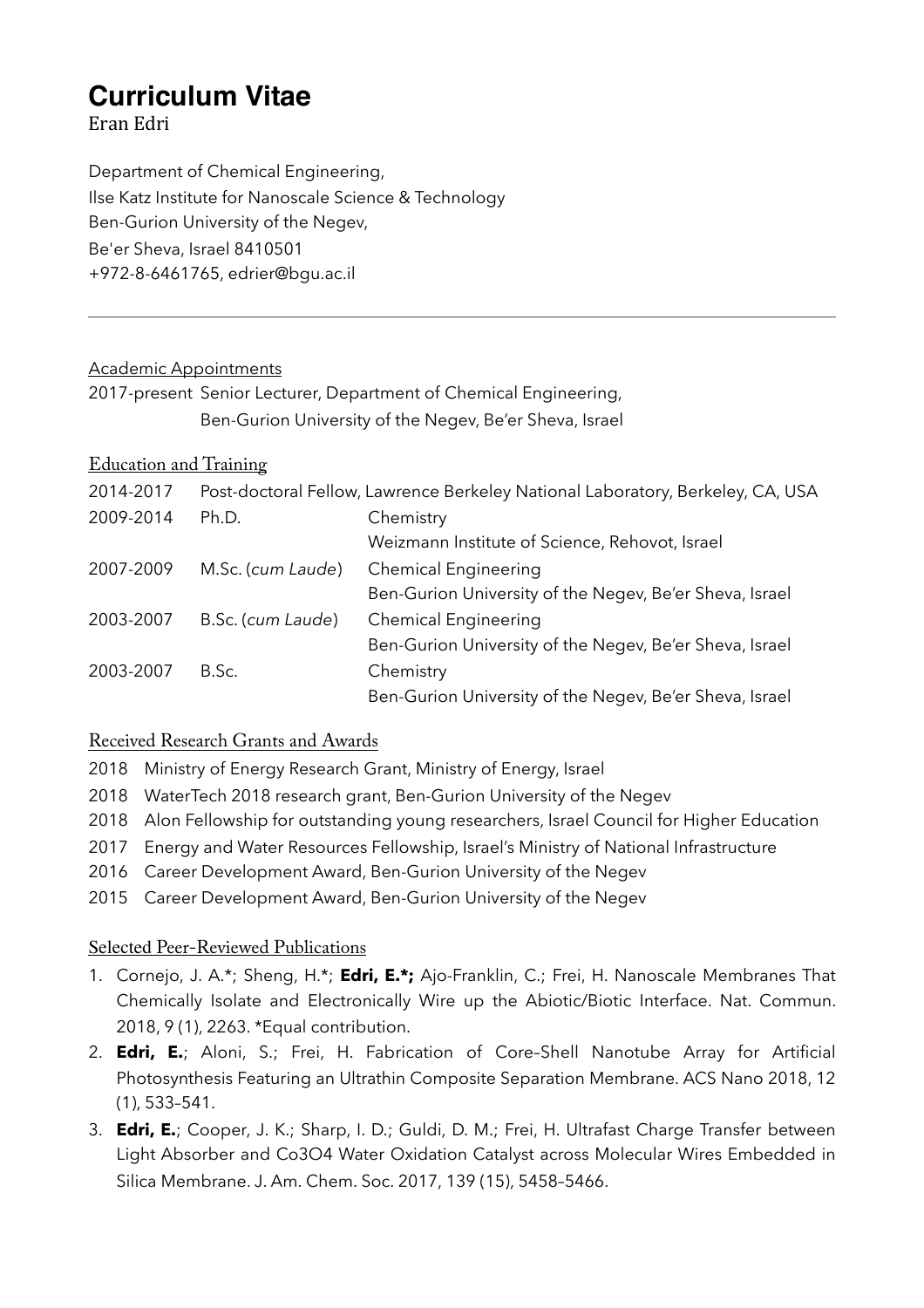# Curriculum Vitae

Eran Edri

Department of Chemical Engineering,
Ilse Katz Institute for Nanoscale Science & Technology
Ben-Gurion University of the Negev,
Be'er Sheva, Israel 8410501
+972-8-6461765, edrier@bgu.ac.il

---

## Academic Appointments

2017-present Senior Lecturer, Department of Chemical Engineering, Ben-Gurion University of the Negev, Be'er Sheva, Israel

## Education and Training

| | | |
|---|---|---|
| 2014-2017 | Post-doctoral Fellow, Lawrence Berkeley National Laboratory, Berkeley, CA, USA | |
| 2009-2014 | Ph.D. | Chemistry<br>Weizmann Institute of Science, Rehovot, Israel |
| 2007-2009 | M.Sc. (*cum Laude*) | Chemical Engineering<br>Ben-Gurion University of the Negev, Be'er Sheva, Israel |
| 2003-2007 | B.Sc. (*cum Laude*) | Chemical Engineering<br>Ben-Gurion University of the Negev, Be'er Sheva, Israel |
| 2003-2007 | B.Sc. | Chemistry<br>Ben-Gurion University of the Negev, Be'er Sheva, Israel |

## Received Research Grants and Awards

- 2018 Ministry of Energy Research Grant, Ministry of Energy, Israel
- 2018 WaterTech 2018 research grant, Ben-Gurion University of the Negev
- 2018 Alon Fellowship for outstanding young researchers, Israel Council for Higher Education
- 2017 Energy and Water Resources Fellowship, Israel's Ministry of National Infrastructure
- 2016 Career Development Award, Ben-Gurion University of the Negev
- 2015 Career Development Award, Ben-Gurion University of the Negev

## Selected Peer-Reviewed Publications

1. Cornejo, J. A.*; Sheng, H.*; **Edri, E.*;** Ajo-Franklin, C.; Frei, H. Nanoscale Membranes That Chemically Isolate and Electronically Wire up the Abiotic/Biotic Interface. Nat. Commun. 2018, 9 (1), 2263. *Equal contribution.
2. **Edri, E.**; Aloni, S.; Frei, H. Fabrication of Core–Shell Nanotube Array for Artificial Photosynthesis Featuring an Ultrathin Composite Separation Membrane. ACS Nano 2018, 12 (1), 533–541.
3. **Edri, E.**; Cooper, J. K.; Sharp, I. D.; Guldi, D. M.; Frei, H. Ultrafast Charge Transfer between Light Absorber and $Co_3O_4$ Water Oxidation Catalyst across Molecular Wires Embedded in Silica Membrane. J. Am. Chem. Soc. 2017, 139 (15), 5458–5466.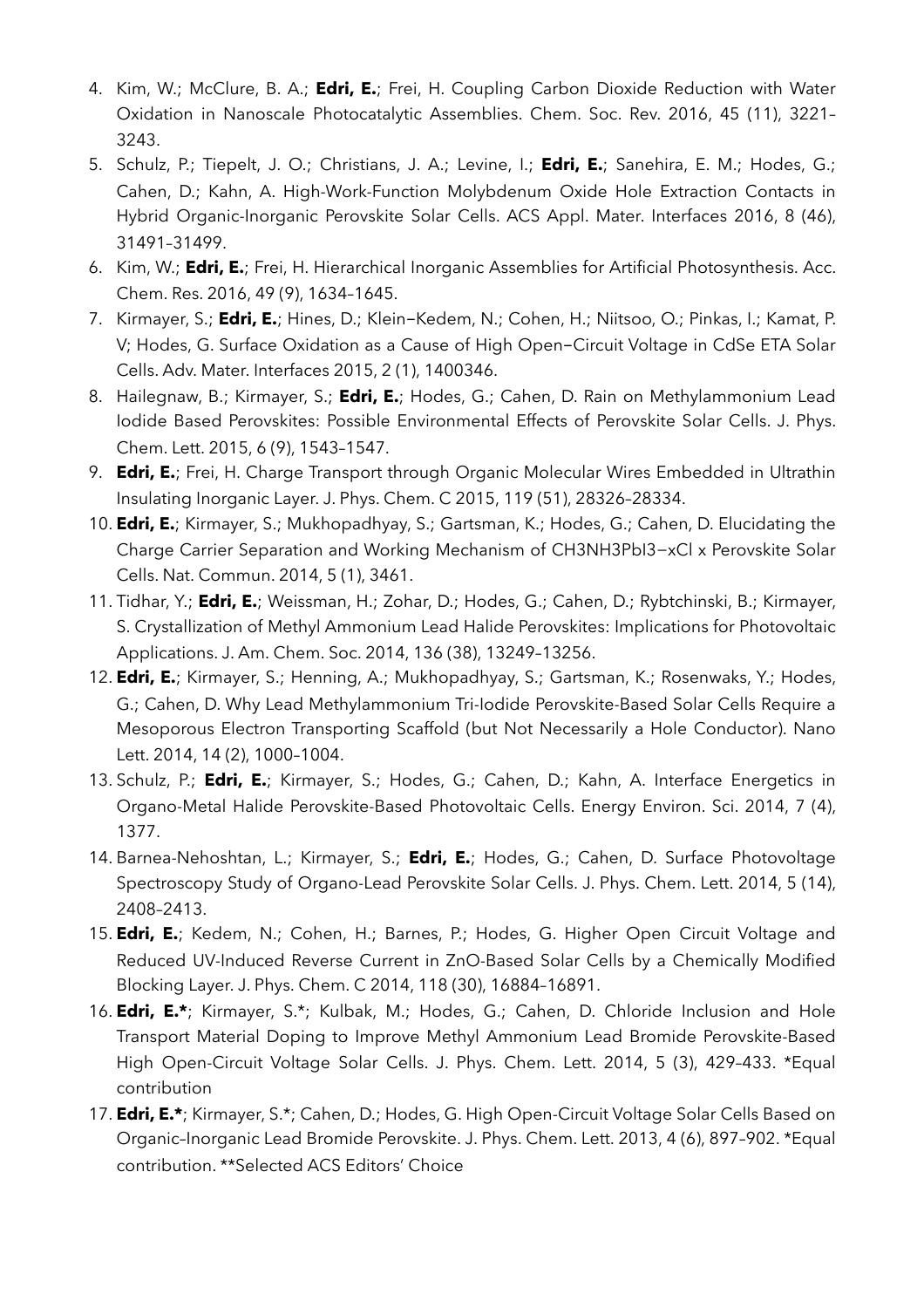4. Kim, W.; McClure, B. A.; **Edri, E.**; Frei, H. Coupling Carbon Dioxide Reduction with Water Oxidation in Nanoscale Photocatalytic Assemblies. Chem. Soc. Rev. 2016, 45 (11), 3221–3243.
5. Schulz, P.; Tiepelt, J. O.; Christians, J. A.; Levine, I.; **Edri, E.**; Sanehira, E. M.; Hodes, G.; Cahen, D.; Kahn, A. High-Work-Function Molybdenum Oxide Hole Extraction Contacts in Hybrid Organic-Inorganic Perovskite Solar Cells. ACS Appl. Mater. Interfaces 2016, 8 (46), 31491–31499.
6. Kim, W.; **Edri, E.**; Frei, H. Hierarchical Inorganic Assemblies for Artificial Photosynthesis. Acc. Chem. Res. 2016, 49 (9), 1634–1645.
7. Kirmayer, S.; **Edri, E.**; Hines, D.; Klein−Kedem, N.; Cohen, H.; Niitsoo, O.; Pinkas, I.; Kamat, P. V; Hodes, G. Surface Oxidation as a Cause of High Open−Circuit Voltage in CdSe ETA Solar Cells. Adv. Mater. Interfaces 2015, 2 (1), 1400346.
8. Hailegnaw, B.; Kirmayer, S.; **Edri, E.**; Hodes, G.; Cahen, D. Rain on Methylammonium Lead Iodide Based Perovskites: Possible Environmental Effects of Perovskite Solar Cells. J. Phys. Chem. Lett. 2015, 6 (9), 1543–1547.
9. **Edri, E.**; Frei, H. Charge Transport through Organic Molecular Wires Embedded in Ultrathin Insulating Inorganic Layer. J. Phys. Chem. C 2015, 119 (51), 28326–28334.
10. **Edri, E.**; Kirmayer, S.; Mukhopadhyay, S.; Gartsman, K.; Hodes, G.; Cahen, D. Elucidating the Charge Carrier Separation and Working Mechanism of $CH_3NH_3PbI_{3-x}Cl_x$ Perovskite Solar Cells. Nat. Commun. 2014, 5 (1), 3461.
11. Tidhar, Y.; **Edri, E.**; Weissman, H.; Zohar, D.; Hodes, G.; Cahen, D.; Rybtchinski, B.; Kirmayer, S. Crystallization of Methyl Ammonium Lead Halide Perovskites: Implications for Photovoltaic Applications. J. Am. Chem. Soc. 2014, 136 (38), 13249–13256.
12. **Edri, E.**; Kirmayer, S.; Henning, A.; Mukhopadhyay, S.; Gartsman, K.; Rosenwaks, Y.; Hodes, G.; Cahen, D. Why Lead Methylammonium Tri-Iodide Perovskite-Based Solar Cells Require a Mesoporous Electron Transporting Scaffold (but Not Necessarily a Hole Conductor). Nano Lett. 2014, 14 (2), 1000–1004.
13. Schulz, P.; **Edri, E.**; Kirmayer, S.; Hodes, G.; Cahen, D.; Kahn, A. Interface Energetics in Organo-Metal Halide Perovskite-Based Photovoltaic Cells. Energy Environ. Sci. 2014, 7 (4), 1377.
14. Barnea-Nehoshtan, L.; Kirmayer, S.; **Edri, E.**; Hodes, G.; Cahen, D. Surface Photovoltage Spectroscopy Study of Organo-Lead Perovskite Solar Cells. J. Phys. Chem. Lett. 2014, 5 (14), 2408–2413.
15. **Edri, E.**; Kedem, N.; Cohen, H.; Barnes, P.; Hodes, G. Higher Open Circuit Voltage and Reduced UV-Induced Reverse Current in ZnO-Based Solar Cells by a Chemically Modified Blocking Layer. J. Phys. Chem. C 2014, 118 (30), 16884–16891.
16. **Edri, E.\***; Kirmayer, S.*; Kulbak, M.; Hodes, G.; Cahen, D. Chloride Inclusion and Hole Transport Material Doping to Improve Methyl Ammonium Lead Bromide Perovskite-Based High Open-Circuit Voltage Solar Cells. J. Phys. Chem. Lett. 2014, 5 (3), 429–433. *Equal contribution
17. **Edri, E.\***; Kirmayer, S.*; Cahen, D.; Hodes, G. High Open-Circuit Voltage Solar Cells Based on Organic–Inorganic Lead Bromide Perovskite. J. Phys. Chem. Lett. 2013, 4 (6), 897–902. *Equal contribution. **Selected ACS Editors' Choice